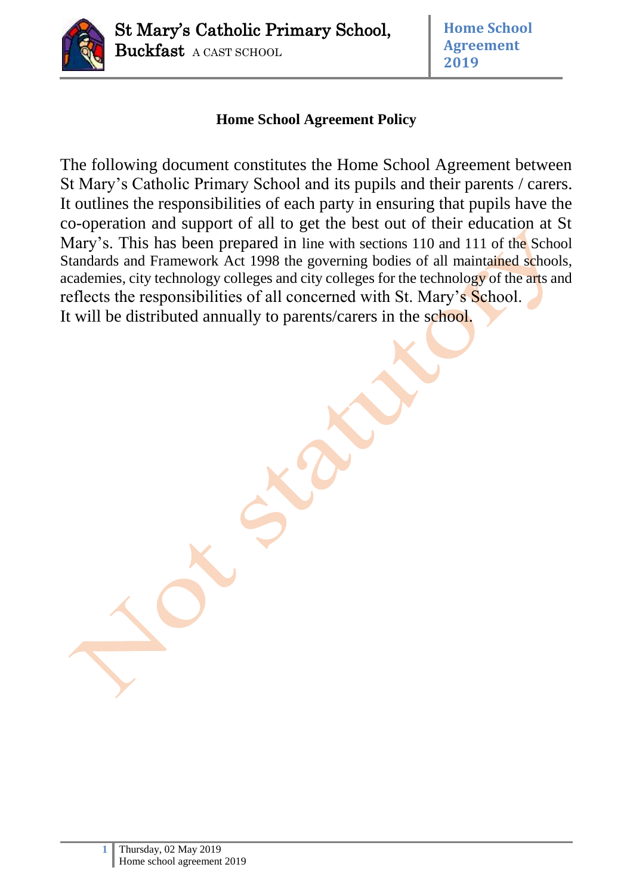St Mary's Catholic Primary School, Buckfast A CAST SCHOOL

Home School Agreement 2019

**Home School Agreement Policy**

The following document constitutes the Home School Agreement between St Mary's Catholic Primary School and its pupils and their parents / carers. It outlines the responsibilities of each party in ensuring that pupils have the co-operation and support of all to get the best out of their education at St Mary's. This has been prepared in line with sections 110 and 111 of the School Standards and Framework Act 1998 the governing bodies of all maintained schools, academies, city technology colleges and city colleges for the technology of the arts and reflects the responsibilities of all concerned with St. Mary's School.
It will be distributed annually to parents/carers in the school.

Not statutory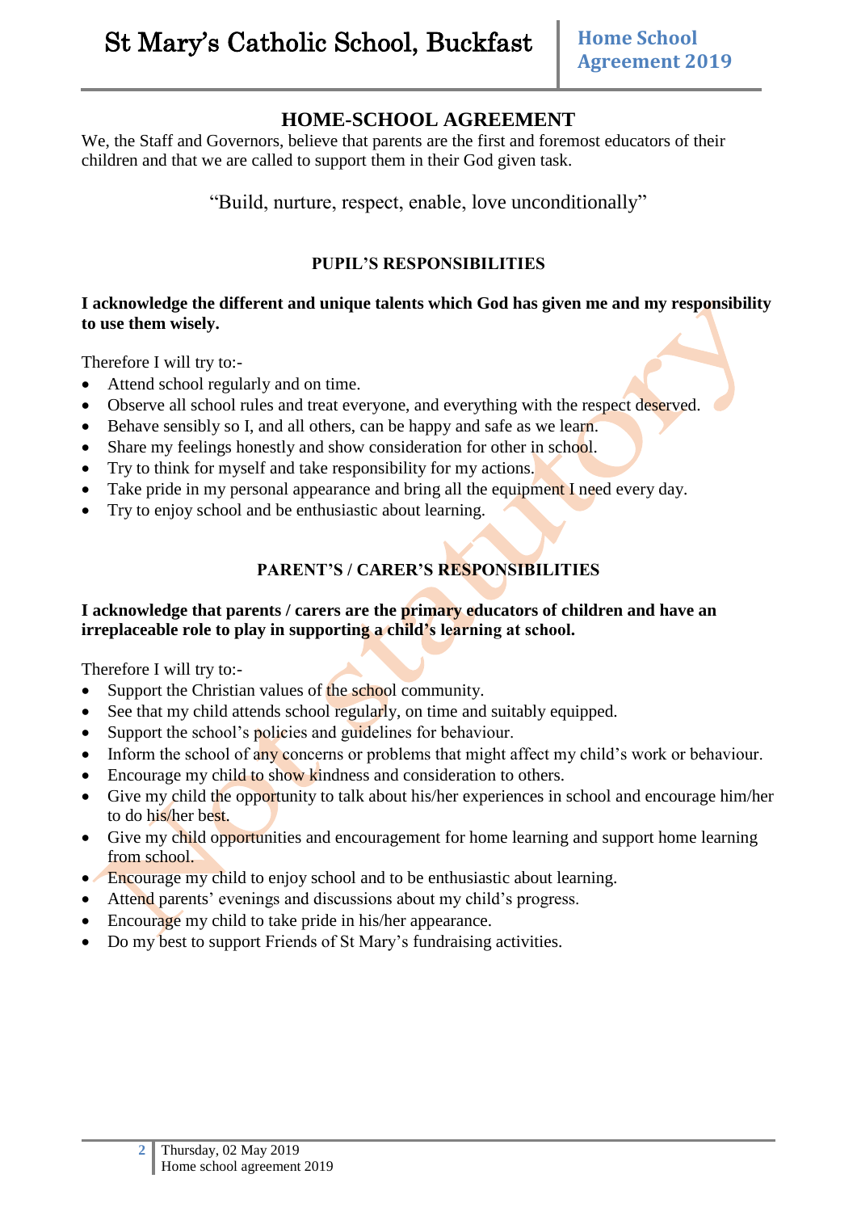## HOME-SCHOOL AGREEMENT

We, the Staff and Governors, believe that parents are the first and foremost educators of their children and that we are called to support them in their God given task.

"Build, nurture, respect, enable, love unconditionally"

### PUPIL'S RESPONSIBILITIES

**I acknowledge the different and unique talents which God has given me and my responsibility to use them wisely.**

Therefore I will try to:-

- Attend school regularly and on time.
- Observe all school rules and treat everyone, and everything with the respect deserved.
- Behave sensibly so I, and all others, can be happy and safe as we learn.
- Share my feelings honestly and show consideration for other in school.
- Try to think for myself and take responsibility for my actions.
- Take pride in my personal appearance and bring all the equipment I need every day.
- Try to enjoy school and be enthusiastic about learning.

### PARENT'S / CARER'S RESPONSIBILITIES

**I acknowledge that parents / carers are the primary educators of children and have an irreplaceable role to play in supporting a child's learning at school.**

Therefore I will try to:-

- Support the Christian values of the school community.
- See that my child attends school regulaly, on time and suitably equipped.
- Support the school's policies and guidelines for behaviour.
- Inform the school of any concerns or problems that might affect my child's work or behaviour.
- Encourage my child to show kindness and consideration to others.
- Give my child the opportunity to talk about his/her experiences in school and encourage him/her to do his/her best.
- Give my child opportunities and encouragement for home learning and support home learning from school.
- Encourage my child to enjoy school and to be enthusiastic about learning.
- Attend parents' evenings and discussions about my child's progress.
- Encourage my child to take pride in his/her appearance.
- Do my best to support Friends of St Mary's fundraising activities.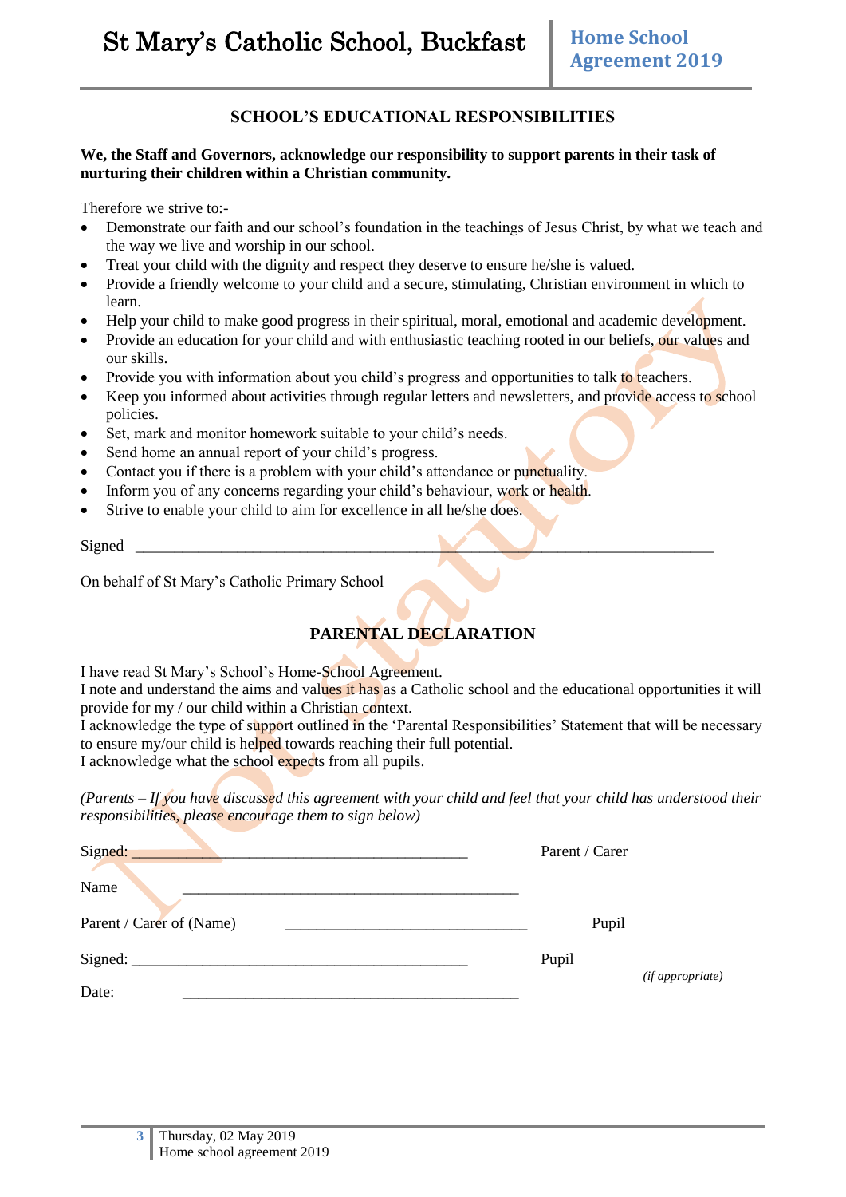## SCHOOL'S EDUCATIONAL RESPONSIBILITIES

**We, the Staff and Governors, acknowledge our responsibility to support parents in their task of nurturing their children within a Christian community.**

Therefore we strive to:-

- Demonstrate our faith and our school's foundation in the teachings of Jesus Christ, by what we teach and the way we live and worship in our school.
- Treat your child with the dignity and respect they deserve to ensure he/she is valued.
- Provide a friendly welcome to your child and a secure, stimulating, Christian environment in which to learn.
- Help your child to make good progress in their spiritual, moral, emotional and academic development.
- Provide an education for your child and with enthusiastic teaching rooted in our beliefs, our values and our skills.
- Provide you with information about you child's progress and opportunities to talk to teachers.
- Keep you informed about activities through regular letters and newsletters, and provide access to school policies.
- Set, mark and monitor homework suitable to your child's needs.
- Send home an annual report of your child's progress.
- Contact you if there is a problem with your child's attendance or punctuality.
- Inform you of any concerns regarding your child's behaviour, work or health.
- Strive to enable your child to aim for excellence in all he/she does.

Signed ____________________________________________________________________________

On behalf of St Mary's Catholic Primary School

## PARENTAL DECLARATION

I have read St Mary's School's Home-School Agreement.
I note and understand the aims and values it has as a Catholic school and the educational opportunities it will provide for my / our child within a Christian context.
I acknowledge the type of support outlined in the 'Parental Responsibilities' Statement that will be necessary to ensure my/our child is helped towards reaching their full potential.
I acknowledge what the school expects from all pupils.

*(Parents – If you have discussed this agreement with your child and feel that your child has understood their responsibilities, please encourage them to sign below)*

Signed: ____________________________________________ Parent / Carer

Name ____________________________________________

Parent / Carer of (Name) ______________________________ Pupil

Signed: ____________________________________________ Pupil *(if appropriate)*

Date: ____________________________________________